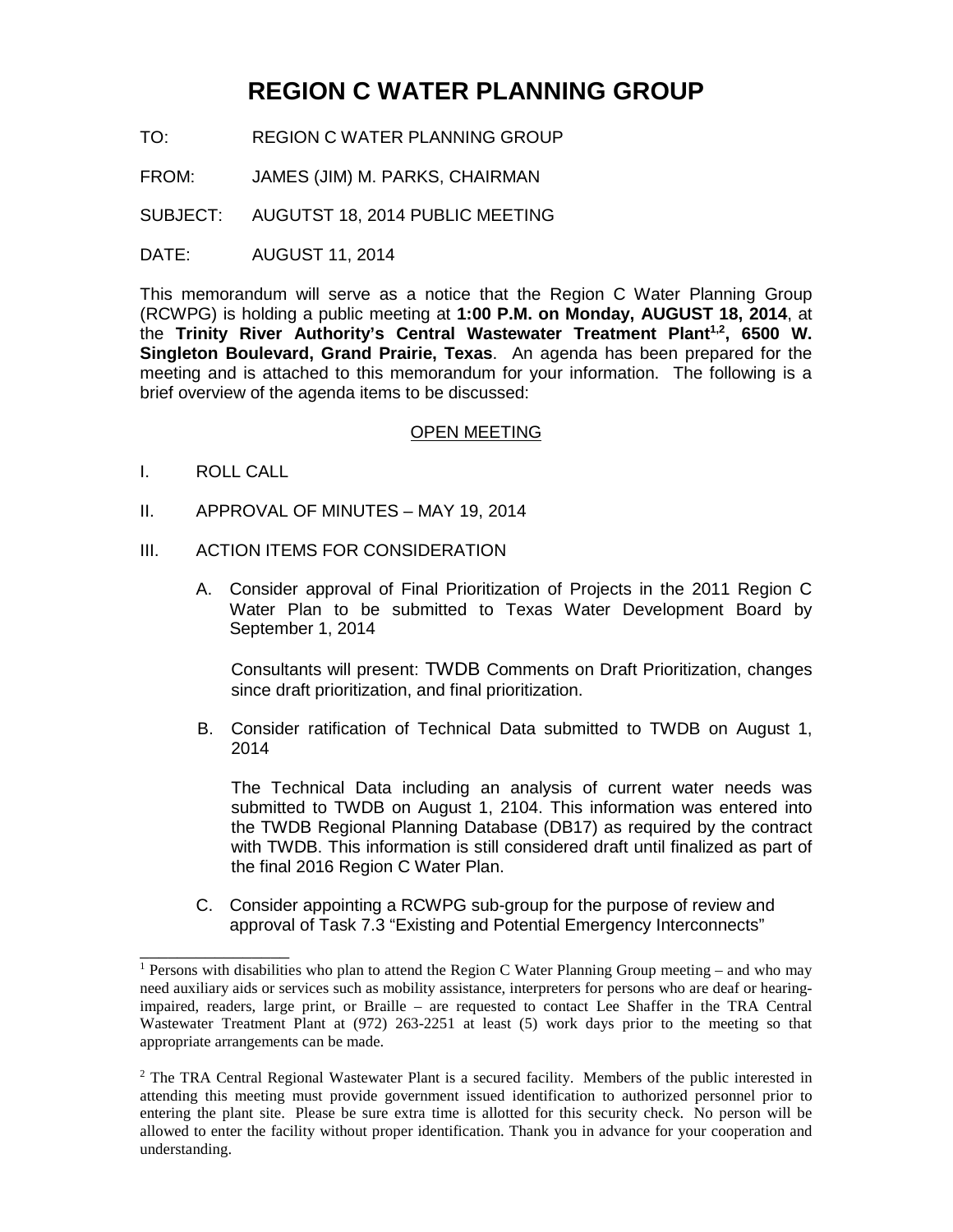# REGION C WATER PLANNING GROUP

TO: REGION C WATER PLANNING GROUP

FROM: JAMES (JIM) M. PARKS, CHAIRMAN

SUBJECT: AUGUTST 18, 2014 PUBLIC MEETING

DATE: AUGUST 11, 2014

This memorandum will serve as a notice that the Region C Water Planning Group (RCWPG) is holding a public meeting at **1:00 P.M. on Monday, AUGUST 18, 2014**, at the **Trinity River Authority's Central Wastewater Treatment Plant[1,2], 6500 W. Singleton Boulevard, Grand Prairie, Texas**. An agenda has been prepared for the meeting and is attached to this memorandum for your information. The following is a brief overview of the agenda items to be discussed:

<u>OPEN MEETING</u>

I. ROLL CALL

II. APPROVAL OF MINUTES – MAY 19, 2014

III. ACTION ITEMS FOR CONSIDERATION

A. Consider approval of Final Prioritization of Projects in the 2011 Region C Water Plan to be submitted to Texas Water Development Board by September 1, 2014

Consultants will present: TWDB Comments on Draft Prioritization, changes since draft prioritization, and final prioritization.

B. Consider ratification of Technical Data submitted to TWDB on August 1, 2014

The Technical Data including an analysis of current water needs was submitted to TWDB on August 1, 2104. This information was entered into the TWDB Regional Planning Database (DB17) as required by the contract with TWDB. This information is still considered draft until finalized as part of the final 2016 Region C Water Plan.

C. Consider appointing a RCWPG sub-group for the purpose of review and approval of Task 7.3 "Existing and Potential Emergency Interconnects"

---

[1] Persons with disabilities who plan to attend the Region C Water Planning Group meeting – and who may need auxiliary aids or services such as mobility assistance, interpreters for persons who are deaf or hearing-impaired, readers, large print, or Braille – are requested to contact Lee Shaffer in the TRA Central Wastewater Treatment Plant at (972) 263-2251 at least (5) work days prior to the meeting so that appropriate arrangements can be made.

[2] The TRA Central Regional Wastewater Plant is a secured facility. Members of the public interested in attending this meeting must provide government issued identification to authorized personnel prior to entering the plant site. Please be sure extra time is allotted for this security check. No person will be allowed to enter the facility without proper identification. Thank you in advance for your cooperation and understanding.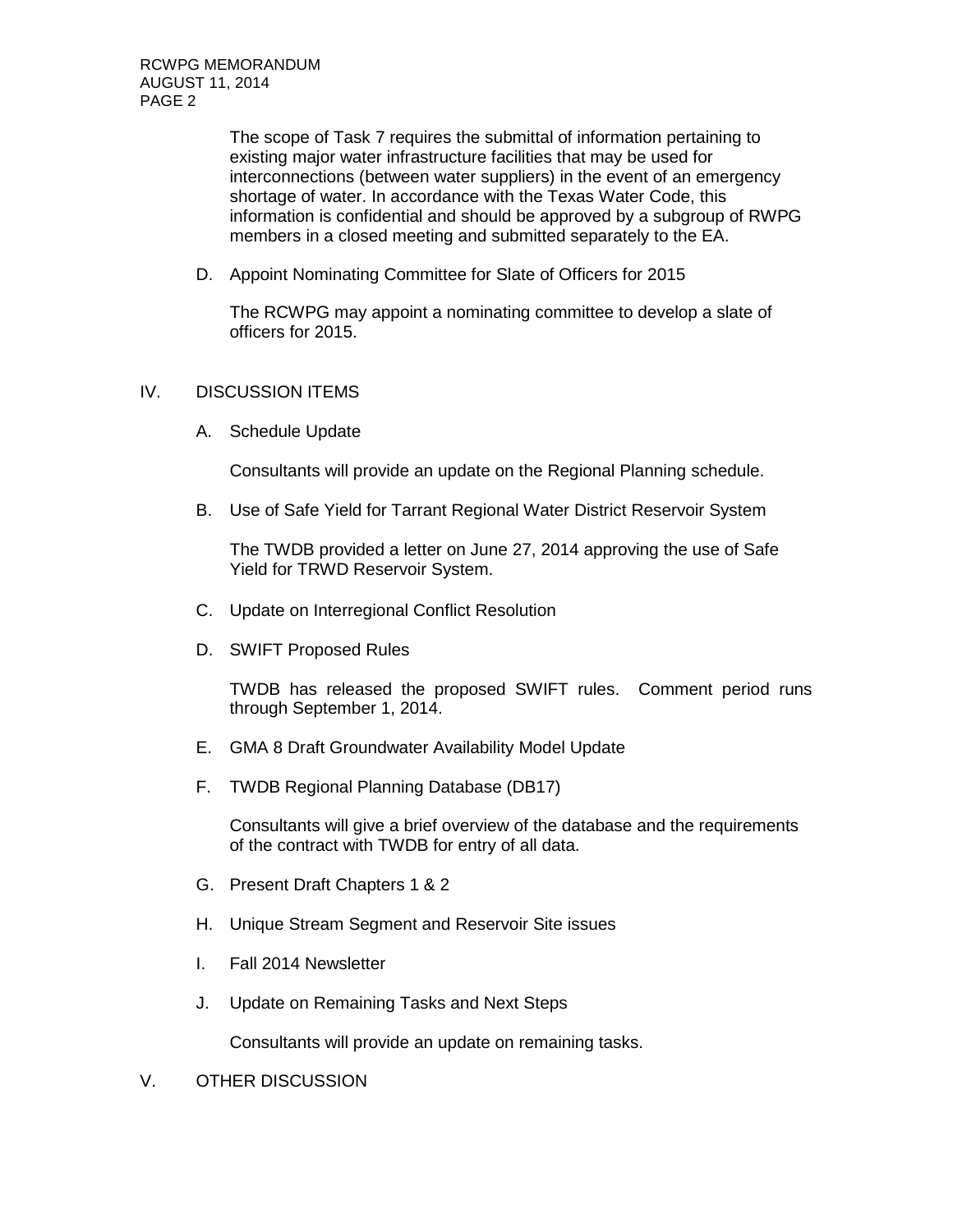The scope of Task 7 requires the submittal of information pertaining to existing major water infrastructure facilities that may be used for interconnections (between water suppliers) in the event of an emergency shortage of water. In accordance with the Texas Water Code, this information is confidential and should be approved by a subgroup of RWPG members in a closed meeting and submitted separately to the EA.

D. Appoint Nominating Committee for Slate of Officers for 2015

   The RCWPG may appoint a nominating committee to develop a slate of officers for 2015.

## IV. DISCUSSION ITEMS

A. Schedule Update

   Consultants will provide an update on the Regional Planning schedule.

B. Use of Safe Yield for Tarrant Regional Water District Reservoir System

   The TWDB provided a letter on June 27, 2014 approving the use of Safe Yield for TRWD Reservoir System.

C. Update on Interregional Conflict Resolution

D. SWIFT Proposed Rules

   TWDB has released the proposed SWIFT rules. Comment period runs through September 1, 2014.

E. GMA 8 Draft Groundwater Availability Model Update

F. TWDB Regional Planning Database (DB17)

   Consultants will give a brief overview of the database and the requirements of the contract with TWDB for entry of all data.

G. Present Draft Chapters 1 & 2

H. Unique Stream Segment and Reservoir Site issues

I. Fall 2014 Newsletter

J. Update on Remaining Tasks and Next Steps

   Consultants will provide an update on remaining tasks.

## V. OTHER DISCUSSION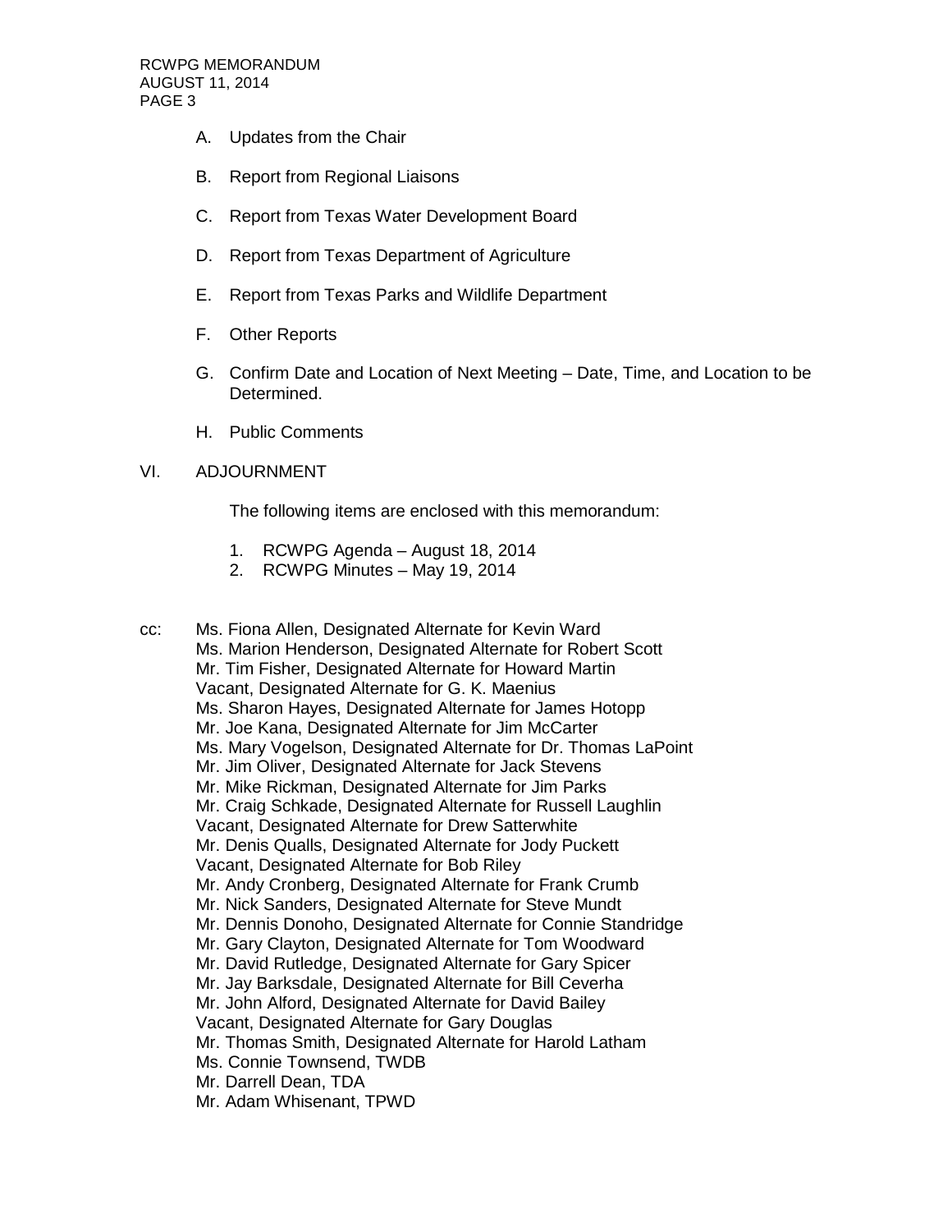A. Updates from the Chair

B. Report from Regional Liaisons

C. Report from Texas Water Development Board

D. Report from Texas Department of Agriculture

E. Report from Texas Parks and Wildlife Department

F. Other Reports

G. Confirm Date and Location of Next Meeting – Date, Time, and Location to be Determined.

H. Public Comments

VI. ADJOURNMENT

The following items are enclosed with this memorandum:

1. RCWPG Agenda – August 18, 2014
2. RCWPG Minutes – May 19, 2014

cc: Ms. Fiona Allen, Designated Alternate for Kevin Ward
Ms. Marion Henderson, Designated Alternate for Robert Scott
Mr. Tim Fisher, Designated Alternate for Howard Martin
Vacant, Designated Alternate for G. K. Maenius
Ms. Sharon Hayes, Designated Alternate for James Hotopp
Mr. Joe Kana, Designated Alternate for Jim McCarter
Ms. Mary Vogelson, Designated Alternate for Dr. Thomas LaPoint
Mr. Jim Oliver, Designated Alternate for Jack Stevens
Mr. Mike Rickman, Designated Alternate for Jim Parks
Mr. Craig Schkade, Designated Alternate for Russell Laughlin
Vacant, Designated Alternate for Drew Satterwhite
Mr. Denis Qualls, Designated Alternate for Jody Puckett
Vacant, Designated Alternate for Bob Riley
Mr. Andy Cronberg, Designated Alternate for Frank Crumb
Mr. Nick Sanders, Designated Alternate for Steve Mundt
Mr. Dennis Donoho, Designated Alternate for Connie Standridge
Mr. Gary Clayton, Designated Alternate for Tom Woodward
Mr. David Rutledge, Designated Alternate for Gary Spicer
Mr. Jay Barksdale, Designated Alternate for Bill Ceverha
Mr. John Alford, Designated Alternate for David Bailey
Vacant, Designated Alternate for Gary Douglas
Mr. Thomas Smith, Designated Alternate for Harold Latham
Ms. Connie Townsend, TWDB
Mr. Darrell Dean, TDA
Mr. Adam Whisenant, TPWD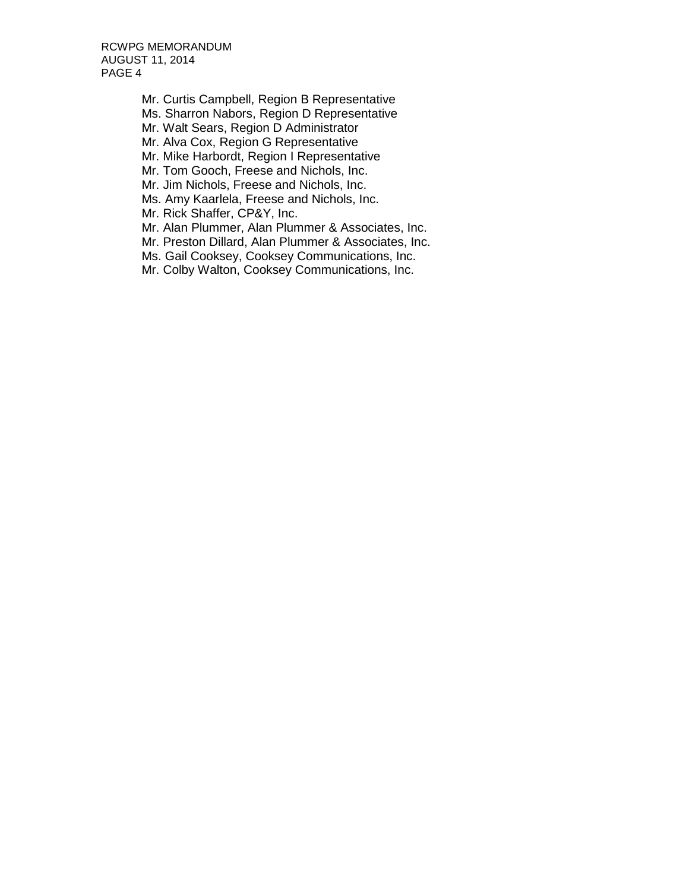Mr. Curtis Campbell, Region B Representative
Ms. Sharron Nabors, Region D Representative
Mr. Walt Sears, Region D Administrator
Mr. Alva Cox, Region G Representative
Mr. Mike Harbordt, Region I Representative
Mr. Tom Gooch, Freese and Nichols, Inc.
Mr. Jim Nichols, Freese and Nichols, Inc.
Ms. Amy Kaarlela, Freese and Nichols, Inc.
Mr. Rick Shaffer, CP&Y, Inc.
Mr. Alan Plummer, Alan Plummer & Associates, Inc.
Mr. Preston Dillard, Alan Plummer & Associates, Inc.
Ms. Gail Cooksey, Cooksey Communications, Inc.
Mr. Colby Walton, Cooksey Communications, Inc.